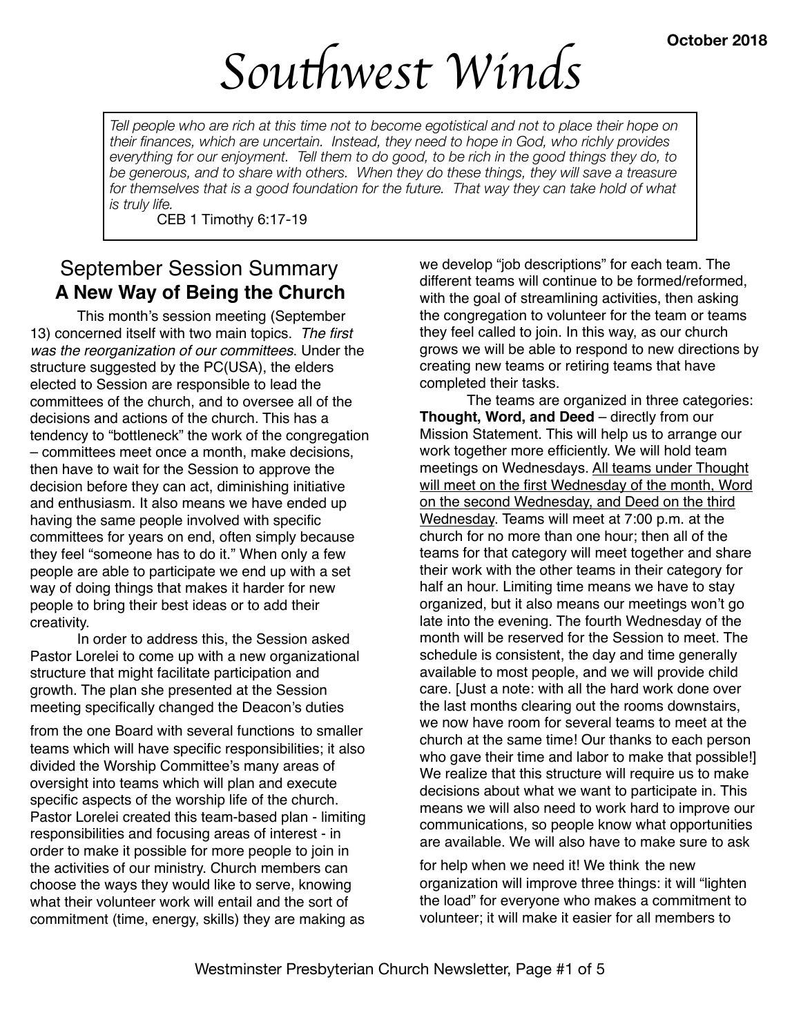**October 2018**

# Southwest Winds

*Tell people who are rich at this time not to become egotistical and not to place their hope on their finances, which are uncertain. Instead, they need to hope in God, who richly provides everything for our enjoyment. Tell them to do good, to be rich in the good things they do, to be generous, and to share with others. When they do these things, they will save a treasure for themselves that is a good foundation for the future. That way they can take hold of what is truly life.*

CEB 1 Timothy 6:17-19

## September Session Summary
### A New Way of Being the Church

This month's session meeting (September 13) concerned itself with two main topics. *The first was the reorganization of our committees*. Under the structure suggested by the PC(USA), the elders elected to Session are responsible to lead the committees of the church, and to oversee all of the decisions and actions of the church. This has a tendency to "bottleneck" the work of the congregation – committees meet once a month, make decisions, then have to wait for the Session to approve the decision before they can act, diminishing initiative and enthusiasm. It also means we have ended up having the same people involved with specific committees for years on end, often simply because they feel "someone has to do it." When only a few people are able to participate we end up with a set way of doing things that makes it harder for new people to bring their best ideas or to add their creativity.

In order to address this, the Session asked Pastor Lorelei to come up with a new organizational structure that might facilitate participation and growth. The plan she presented at the Session meeting specifically changed the Deacon's duties from the one Board with several functions to smaller teams which will have specific responsibilities; it also divided the Worship Committee's many areas of oversight into teams which will plan and execute specific aspects of the worship life of the church. Pastor Lorelei created this team-based plan - limiting responsibilities and focusing areas of interest - in order to make it possible for more people to join in the activities of our ministry. Church members can choose the ways they would like to serve, knowing what their volunteer work will entail and the sort of commitment (time, energy, skills) they are making as we develop "job descriptions" for each team. The different teams will continue to be formed/reformed, with the goal of streamlining activities, then asking the congregation to volunteer for the team or teams they feel called to join. In this way, as our church grows we will be able to respond to new directions by creating new teams or retiring teams that have completed their tasks.

The teams are organized in three categories: **Thought, Word, and Deed** – directly from our Mission Statement. This will help us to arrange our work together more efficiently. We will hold team meetings on Wednesdays. <u>All teams under Thought will meet on the first Wednesday of the month, Word on the second Wednesday, and Deed on the third Wednesday</u>. Teams will meet at 7:00 p.m. at the church for no more than one hour; then all of the teams for that category will meet together and share their work with the other teams in their category for half an hour. Limiting time means we have to stay organized, but it also means our meetings won't go late into the evening. The fourth Wednesday of the month will be reserved for the Session to meet. The schedule is consistent, the day and time generally available to most people, and we will provide child care. [Just a note: with all the hard work done over the last months clearing out the rooms downstairs, we now have room for several teams to meet at the church at the same time! Our thanks to each person who gave their time and labor to make that possible!] We realize that this structure will require us to make decisions about what we want to participate in. This means we will also need to work hard to improve our communications, so people know what opportunities are available. We will also have to make sure to ask for help when we need it! We think the new organization will improve three things: it will "lighten the load" for everyone who makes a commitment to volunteer; it will make it easier for all members to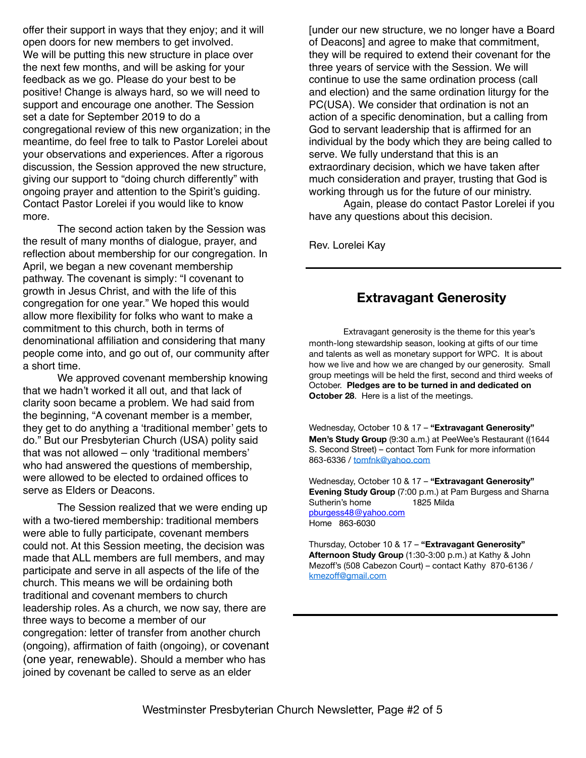offer their support in ways that they enjoy; and it will open doors for new members to get involved. We will be putting this new structure in place over the next few months, and will be asking for your feedback as we go. Please do your best to be positive! Change is always hard, so we will need to support and encourage one another. The Session set a date for September 2019 to do a congregational review of this new organization; in the meantime, do feel free to talk to Pastor Lorelei about your observations and experiences. After a rigorous discussion, the Session approved the new structure, giving our support to "doing church differently" with ongoing prayer and attention to the Spirit's guiding. Contact Pastor Lorelei if you would like to know more.

The second action taken by the Session was the result of many months of dialogue, prayer, and reflection about membership for our congregation. In April, we began a new covenant membership pathway. The covenant is simply: "I covenant to growth in Jesus Christ, and with the life of this congregation for one year." We hoped this would allow more flexibility for folks who want to make a commitment to this church, both in terms of denominational affiliation and considering that many people come into, and go out of, our community after a short time.

We approved covenant membership knowing that we hadn't worked it all out, and that lack of clarity soon became a problem. We had said from the beginning, "A covenant member is a member, they get to do anything a 'traditional member' gets to do." But our Presbyterian Church (USA) polity said that was not allowed – only 'traditional members' who had answered the questions of membership, were allowed to be elected to ordained offices to serve as Elders or Deacons.

The Session realized that we were ending up with a two-tiered membership: traditional members were able to fully participate, covenant members could not. At this Session meeting, the decision was made that ALL members are full members, and may participate and serve in all aspects of the life of the church. This means we will be ordaining both traditional and covenant members to church leadership roles. As a church, we now say, there are three ways to become a member of our congregation: letter of transfer from another church (ongoing), affirmation of faith (ongoing), or covenant (one year, renewable). Should a member who has joined by covenant be called to serve as an elder [under our new structure, we no longer have a Board of Deacons] and agree to make that commitment, they will be required to extend their covenant for the three years of service with the Session. We will continue to use the same ordination process (call and election) and the same ordination liturgy for the PC(USA). We consider that ordination is not an action of a specific denomination, but a calling from God to servant leadership that is affirmed for an individual by the body which they are being called to serve. We fully understand that this is an extraordinary decision, which we have taken after much consideration and prayer, trusting that God is working through us for the future of our ministry.

Again, please do contact Pastor Lorelei if you have any questions about this decision.

Rev. Lorelei Kay

---

## Extravagant Generosity

Extravagant generosity is the theme for this year's month-long stewardship season, looking at gifts of our time and talents as well as monetary support for WPC. It is about how we live and how we are changed by our generosity. Small group meetings will be held the first, second and third weeks of October. **Pledges are to be turned in and dedicated on October 28**. Here is a list of the meetings.

Wednesday, October 10 & 17 – **"Extravagant Generosity" Men's Study Group** (9:30 a.m.) at PeeWee's Restaurant ((1644 S. Second Street) – contact Tom Funk for more information 863-6336 / tomfnk@yahoo.com

Wednesday, October 10 & 17 – **"Extravagant Generosity" Evening Study Group** (7:00 p.m.) at Pam Burgess and Sharna Sutherin's home 1825 Milda
pburgess48@yahoo.com
Home 863-6030

Thursday, October 10 & 17 – **"Extravagant Generosity" Afternoon Study Group** (1:30-3:00 p.m.) at Kathy & John Mezoff's (508 Cabezon Court) – contact Kathy 870-6136 / kmezoff@gmail.com

---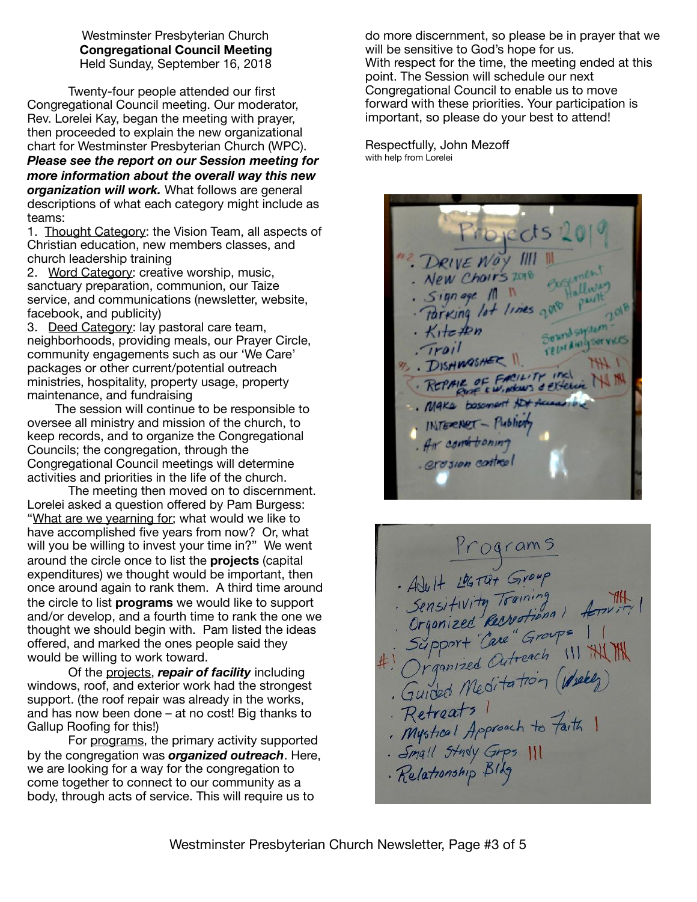Westminster Presbyterian Church
**Congregational Council Meeting**
Held Sunday, September 16, 2018

Twenty-four people attended our first Congregational Council meeting. Our moderator, Rev. Lorelei Kay, began the meeting with prayer, then proceeded to explain the new organizational chart for Westminster Presbyterian Church (WPC). ***Please see the report on our Session meeting for more information about the overall way this new organization will work.*** What follows are general descriptions of what each category might include as teams:

1. Thought Category: the Vision Team, all aspects of Christian education, new members classes, and church leadership training
2. Word Category: creative worship, music, sanctuary preparation, communion, our Taize service, and communications (newsletter, website, facebook, and publicity)
3. Deed Category: lay pastoral care team, neighborhoods, providing meals, our Prayer Circle, community engagements such as our 'We Care' packages or other current/potential outreach ministries, hospitality, property usage, property maintenance, and fundraising

The session will continue to be responsible to oversee all ministry and mission of the church, to keep records, and to organize the Congregational Councils; the congregation, through the Congregational Council meetings will determine activities and priorities in the life of the church.

The meeting then moved on to discernment. Lorelei asked a question offered by Pam Burgess: "What are we yearning for; what would we like to have accomplished five years from now? Or, what will you be willing to invest your time in?" We went around the circle once to list the **projects** (capital expenditures) we thought would be important, then once around again to rank them. A third time around the circle to list **programs** we would like to support and/or develop, and a fourth time to rank the one we thought we should begin with. Pam listed the ideas offered, and marked the ones people said they would be willing to work toward.

Of the projects, ***repair of facility*** including windows, roof, and exterior work had the strongest support. (the roof repair was already in the works, and has now been done – at no cost! Big thanks to Gallup Roofing for this!)

For programs, the primary activity supported by the congregation was ***organized outreach***. Here, we are looking for a way for the congregation to come together to connect to our community as a body, through acts of service. This will require us to do more discernment, so please be in prayer that we will be sensitive to God's hope for us.

With respect for the time, the meeting ended at this point. The Session will schedule our next Congregational Council to enable us to move forward with these priorities. Your participation is important, so please do your best to attend!

Respectfully, John Mezoff
with help from Lorelei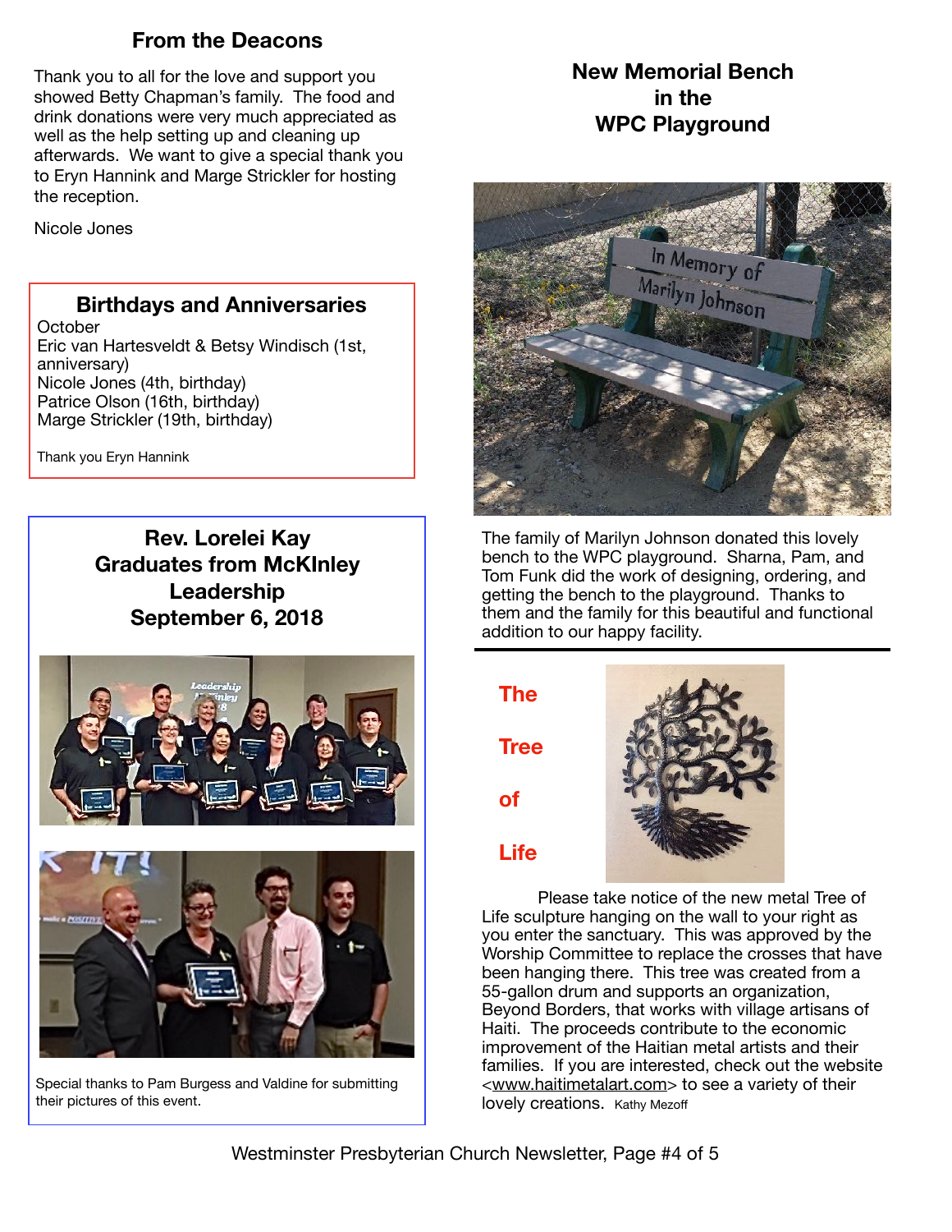## From the Deacons

Thank you to all for the love and support you showed Betty Chapman's family. The food and drink donations were very much appreciated as well as the help setting up and cleaning up afterwards. We want to give a special thank you to Eryn Hannink and Marge Strickler for hosting the reception.

Nicole Jones

## Birthdays and Anniversaries

October
Eric van Hartesveldt & Betsy Windisch (1st, anniversary)
Nicole Jones (4th, birthday)
Patrice Olson (16th, birthday)
Marge Strickler (19th, birthday)

Thank you Eryn Hannink

## Rev. Lorelei Kay Graduates from McKInley Leadership September 6, 2018

Special thanks to Pam Burgess and Valdine for submitting their pictures of this event.

## New Memorial Bench in the WPC Playground

The family of Marilyn Johnson donated this lovely bench to the WPC playground. Sharna, Pam, and Tom Funk did the work of designing, ordering, and getting the bench to the playground. Thanks to them and the family for this beautiful and functional addition to our happy facility.

## The Tree of Life

Please take notice of the new metal Tree of Life sculpture hanging on the wall to your right as you enter the sanctuary. This was approved by the Worship Committee to replace the crosses that have been hanging there. This tree was created from a 55-gallon drum and supports an organization, Beyond Borders, that works with village artisans of Haiti. The proceeds contribute to the economic improvement of the Haitian metal artists and their families. If you are interested, check out the website <www.haitimetalart.com> to see a variety of their lovely creations. Kathy Mezoff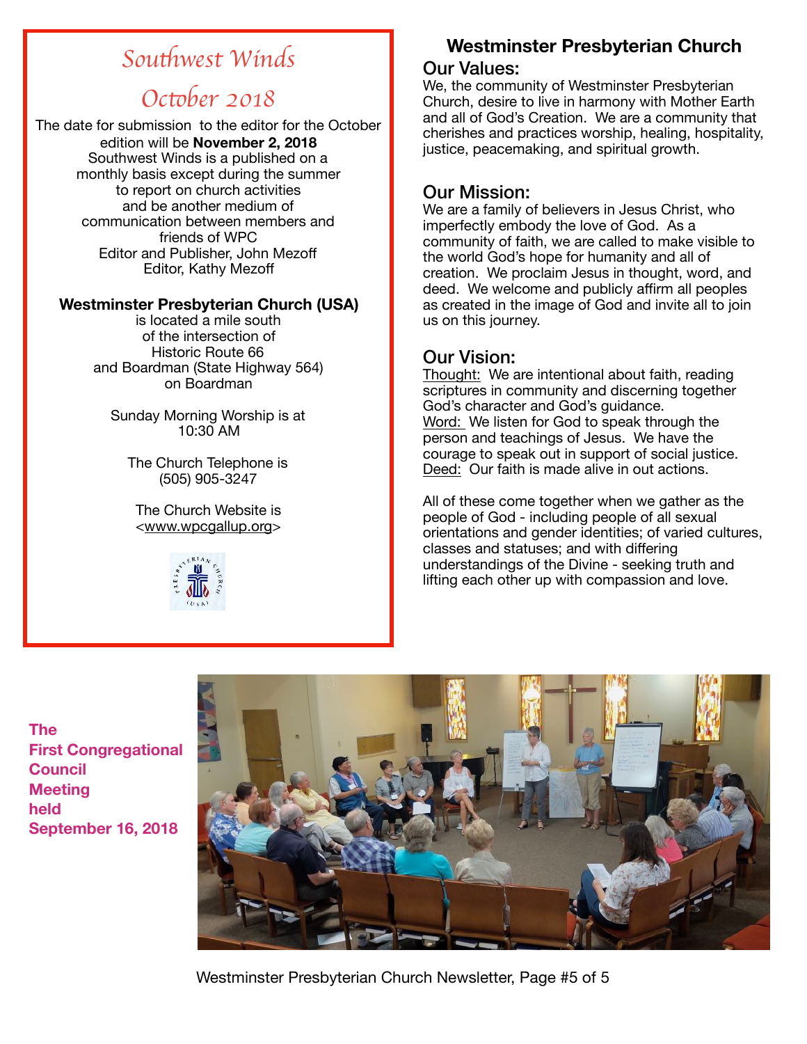# Southwest Winds

## October 2018

The date for submission to the editor for the October edition will be **November 2, 2018**

Southwest Winds is a published on a monthly basis except during the summer to report on church activities and be another medium of communication between members and friends of WPC

Editor and Publisher, John Mezoff

Editor, Kathy Mezoff

**Westminster Presbyterian Church (USA)**

is located a mile south of the intersection of Historic Route 66 and Boardman (State Highway 564) on Boardman

Sunday Morning Worship is at 10:30 AM

The Church Telephone is (505) 905-3247

The Church Website is <www.wpcgallup.org>

## Westminster Presbyterian Church

### Our Values:

We, the community of Westminster Presbyterian Church, desire to live in harmony with Mother Earth and all of God's Creation. We are a community that cherishes and practices worship, healing, hospitality, justice, peacemaking, and spiritual growth.

### Our Mission:

We are a family of believers in Jesus Christ, who imperfectly embody the love of God. As a community of faith, we are called to make visible to the world God's hope for humanity and all of creation. We proclaim Jesus in thought, word, and deed. We welcome and publicly affirm all peoples as created in the image of God and invite all to join us on this journey.

### Our Vision:

Thought: We are intentional about faith, reading scriptures in community and discerning together God's character and God's guidance.

Word: We listen for God to speak through the person and teachings of Jesus. We have the courage to speak out in support of social justice.

Deed: Our faith is made alive in out actions.

All of these come together when we gather as the people of God - including people of all sexual orientations and gender identities; of varied cultures, classes and statuses; and with differing understandings of the Divine - seeking truth and lifting each other up with compassion and love.

**The First Congregational Council Meeting held September 16, 2018**